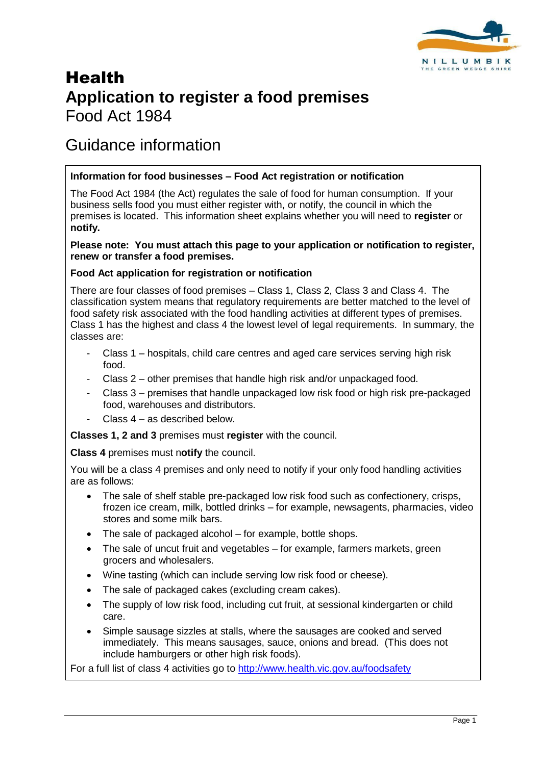# Health

# Application to register a food premises

Food Act 1984

## Guidance information

**Information for food businesses – Food Act registration or notification**

The Food Act 1984 (the Act) regulates the sale of food for human consumption. If your business sells food you must either register with, or notify, the council in which the premises is located. This information sheet explains whether you will need to **register** or **notify.**

**Please note: You must attach this page to your application or notification to register, renew or transfer a food premises.**

**Food Act application for registration or notification**

There are four classes of food premises – Class 1, Class 2, Class 3 and Class 4. The classification system means that regulatory requirements are better matched to the level of food safety risk associated with the food handling activities at different types of premises. Class 1 has the highest and class 4 the lowest level of legal requirements. In summary, the classes are:

- Class 1 – hospitals, child care centres and aged care services serving high risk food.
- Class 2 – other premises that handle high risk and/or unpackaged food.
- Class 3 – premises that handle unpackaged low risk food or high risk pre-packaged food, warehouses and distributors.
- Class 4 – as described below.

**Classes 1, 2 and 3** premises must **register** with the council.

**Class 4** premises must n**otify** the council.

You will be a class 4 premises and only need to notify if your only food handling activities are as follows:

- The sale of shelf stable pre-packaged low risk food such as confectionery, crisps, frozen ice cream, milk, bottled drinks – for example, newsagents, pharmacies, video stores and some milk bars.
- The sale of packaged alcohol – for example, bottle shops.
- The sale of uncut fruit and vegetables – for example, farmers markets, green grocers and wholesalers.
- Wine tasting (which can include serving low risk food or cheese).
- The sale of packaged cakes (excluding cream cakes).
- The supply of low risk food, including cut fruit, at sessional kindergarten or child care.
- Simple sausage sizzles at stalls, where the sausages are cooked and served immediately. This means sausages, sauce, onions and bread. (This does not include hamburgers or other high risk foods).

For a full list of class 4 activities go to http://www.health.vic.gov.au/foodsafety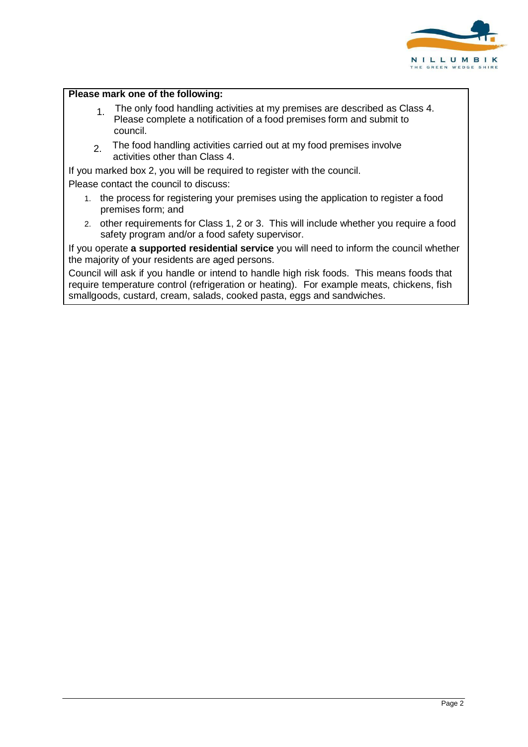**Please mark one of the following:**

1. The only food handling activities at my premises are described as Class 4. Please complete a notification of a food premises form and submit to council.
2. The food handling activities carried out at my food premises involve activities other than Class 4.

If you marked box 2, you will be required to register with the council.

Please contact the council to discuss:

1. the process for registering your premises using the application to register a food premises form; and
2. other requirements for Class 1, 2 or 3. This will include whether you require a food safety program and/or a food safety supervisor.

If you operate **a supported residential service** you will need to inform the council whether the majority of your residents are aged persons.

Council will ask if you handle or intend to handle high risk foods. This means foods that require temperature control (refrigeration or heating). For example meats, chickens, fish smallgoods, custard, cream, salads, cooked pasta, eggs and sandwiches.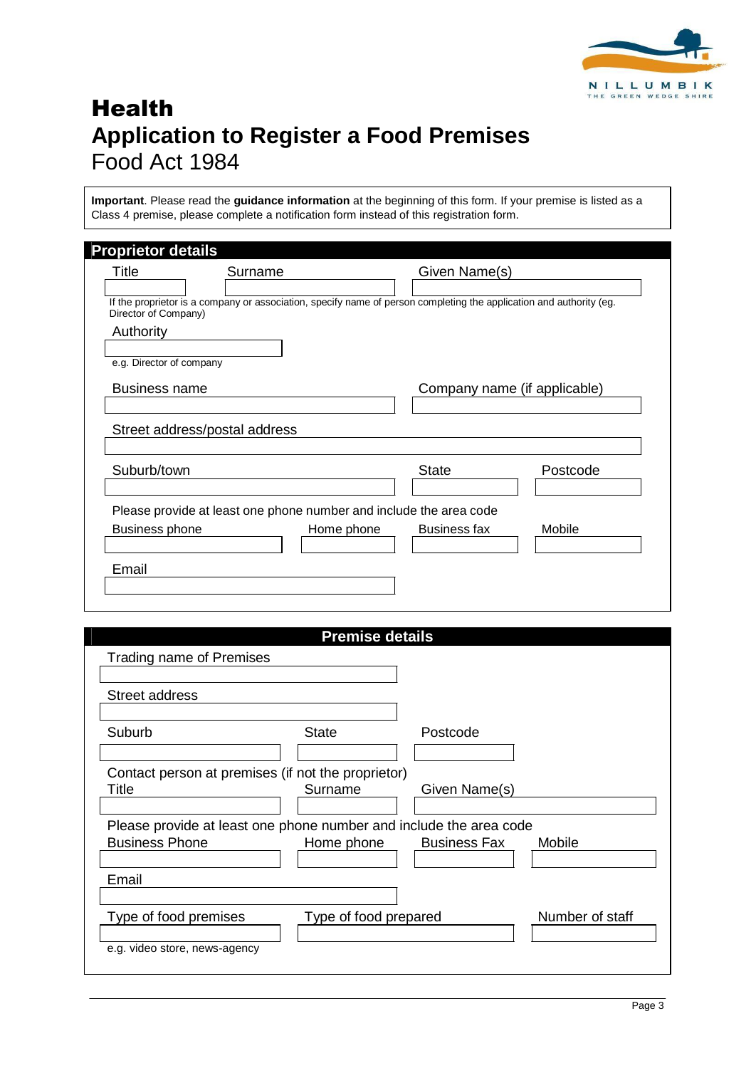# Health

# Application to Register a Food Premises

Food Act 1984

**Important**. Please read the **guidance information** at the beginning of this form. If your premise is listed as a Class 4 premise, please complete a notification form instead of this registration form.

## Proprietor details

Title

Surname

Given Name(s)

If the proprietor is a company or association, specify name of person completing the application and authority (eg. Director of Company)

Authority

e.g. Director of company

Business name

Company name (if applicable)

Street address/postal address

Suburb/town

State

Postcode

Please provide at least one phone number and include the area code

Business phone

Home phone

Business fax

Mobile

Email

## Premise details

Trading name of Premises

Street address

Suburb

State

Postcode

Contact person at premises (if not the proprietor)

Title

Surname

Given Name(s)

Please provide at least one phone number and include the area code

Business Phone

Home phone

Business Fax

Mobile

Email

Type of food premises

e.g. video store, news-agency

Type of food prepared

Number of staff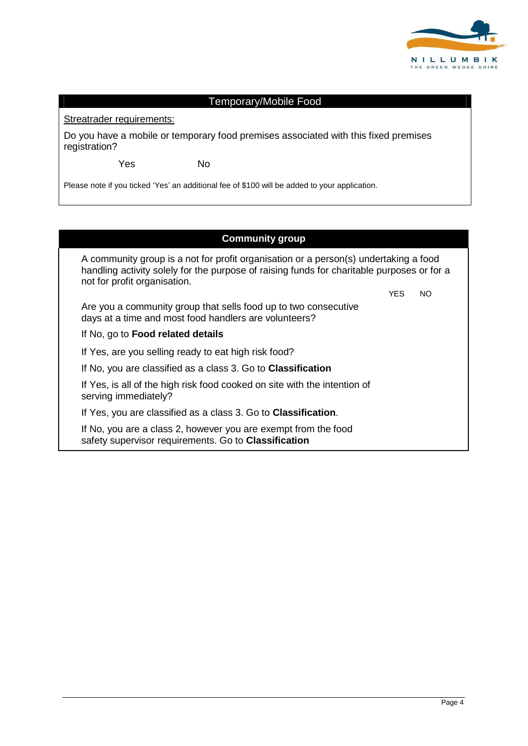## Temporary/Mobile Food

<u>Streatrader requirements:</u>

Do you have a mobile or temporary food premises associated with this fixed premises registration?

Yes &nbsp;&nbsp;&nbsp;&nbsp;&nbsp;&nbsp;&nbsp;&nbsp; No

Please note if you ticked 'Yes' an additional fee of $100 will be added to your application.

## Community group

A community group is a not for profit organisation or a person(s) undertaking a food handling activity solely for the purpose of raising funds for charitable purposes or for a not for profit organisation.

| | YES | NO |
|---|---|---|
| Are you a community group that sells food up to two consecutive days at a time and most food handlers are volunteers? | | |

If No, go to **Food related details**

If Yes, are you selling ready to eat high risk food?

If No, you are classified as a class 3. Go to **Classification**

If Yes, is all of the high risk food cooked on site with the intention of serving immediately?

If Yes, you are classified as a class 3. Go to **Classification**.

If No, you are a class 2, however you are exempt from the food safety supervisor requirements. Go to **Classification**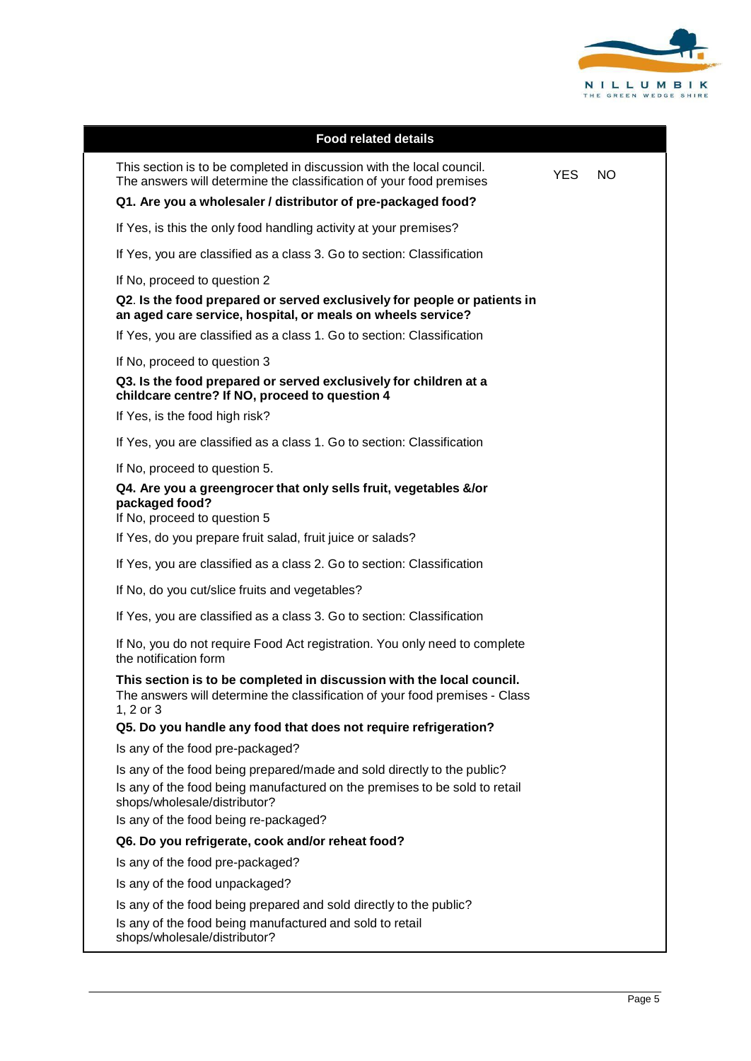## Food related details

This section is to be completed in discussion with the local council.
The answers will determine the classification of your food premises

YES NO

**Q1. Are you a wholesaler / distributor of pre-packaged food?**

If Yes, is this the only food handling activity at your premises?

If Yes, you are classified as a class 3. Go to section: Classification

If No, proceed to question 2

**Q2. Is the food prepared or served exclusively for people or patients in an aged care service, hospital, or meals on wheels service?**

If Yes, you are classified as a class 1. Go to section: Classification

If No, proceed to question 3

**Q3. Is the food prepared or served exclusively for children at a childcare centre? If NO, proceed to question 4**

If Yes, is the food high risk?

If Yes, you are classified as a class 1. Go to section: Classification

If No, proceed to question 5.

**Q4. Are you a greengrocer that only sells fruit, vegetables &/or packaged food?**
If No, proceed to question 5

If Yes, do you prepare fruit salad, fruit juice or salads?

If Yes, you are classified as a class 2. Go to section: Classification

If No, do you cut/slice fruits and vegetables?

If Yes, you are classified as a class 3. Go to section: Classification

If No, you do not require Food Act registration. You only need to complete the notification form

**This section is to be completed in discussion with the local council.**
The answers will determine the classification of your food premises - Class 1, 2 or 3

**Q5. Do you handle any food that does not require refrigeration?**

Is any of the food pre-packaged?

Is any of the food being prepared/made and sold directly to the public?

Is any of the food being manufactured on the premises to be sold to retail shops/wholesale/distributor?

Is any of the food being re-packaged?

**Q6. Do you refrigerate, cook and/or reheat food?**

Is any of the food pre-packaged?

Is any of the food unpackaged?

Is any of the food being prepared and sold directly to the public?

Is any of the food being manufactured and sold to retail shops/wholesale/distributor?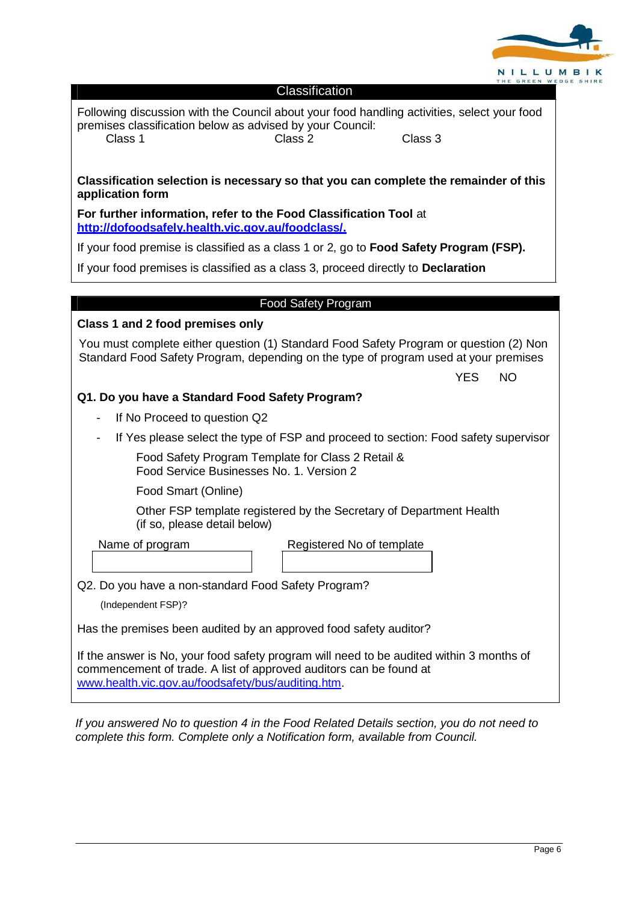## Classification

Following discussion with the Council about your food handling activities, select your food premises classification below as advised by your Council:

Class 1 Class 2 Class 3

**Classification selection is necessary so that you can complete the remainder of this application form**

**For further information, refer to the Food Classification Tool** at **http://dofoodsafely.health.vic.gov.au/foodclass/.**

If your food premise is classified as a class 1 or 2, go to **Food Safety Program (FSP).**

If your food premises is classified as a class 3, proceed directly to **Declaration**

## Food Safety Program

**Class 1 and 2 food premises only**

You must complete either question (1) Standard Food Safety Program or question (2) Non Standard Food Safety Program, depending on the type of program used at your premises

YES NO

**Q1. Do you have a Standard Food Safety Program?**

- If No Proceed to question Q2
- If Yes please select the type of FSP and proceed to section: Food safety supervisor

  Food Safety Program Template for Class 2 Retail & Food Service Businesses No. 1. Version 2

  Food Smart (Online)

  Other FSP template registered by the Secretary of Department Health (if so, please detail below)

| Name of program | Registered No of template |
| --- | --- |
| | |

Q2. Do you have a non-standard Food Safety Program?

(Independent FSP)?

Has the premises been audited by an approved food safety auditor?

If the answer is No, your food safety program will need to be audited within 3 months of commencement of trade. A list of approved auditors can be found at www.health.vic.gov.au/foodsafety/bus/auditing.htm.

*If you answered No to question 4 in the Food Related Details section, you do not need to complete this form. Complete only a Notification form, available from Council.*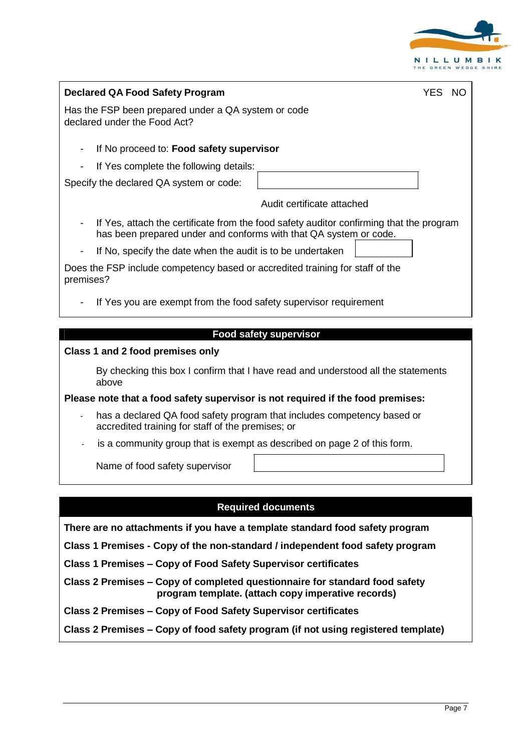## Declared QA Food Safety Program

YES NO

Has the FSP been prepared under a QA system or code declared under the Food Act?

- If No proceed to: **Food safety supervisor**
- If Yes complete the following details:

Specify the declared QA system or code:

Audit certificate attached

- If Yes, attach the certificate from the food safety auditor confirming that the program has been prepared under and conforms with that QA system or code.
- If No, specify the date when the audit is to be undertaken

Does the FSP include competency based or accredited training for staff of the premises?

- If Yes you are exempt from the food safety supervisor requirement

## Food safety supervisor

**Class 1 and 2 food premises only**

By checking this box I confirm that I have read and understood all the statements above

**Please note that a food safety supervisor is not required if the food premises:**

- has a declared QA food safety program that includes competency based or accredited training for staff of the premises; or
- is a community group that is exempt as described on page 2 of this form.

Name of food safety supervisor

## Required documents

**There are no attachments if you have a template standard food safety program**

**Class 1 Premises - Copy of the non-standard / independent food safety program**

**Class 1 Premises – Copy of Food Safety Supervisor certificates**

**Class 2 Premises – Copy of completed questionnaire for standard food safety program template. (attach copy imperative records)**

**Class 2 Premises – Copy of Food Safety Supervisor certificates**

**Class 2 Premises – Copy of food safety program (if not using registered template)**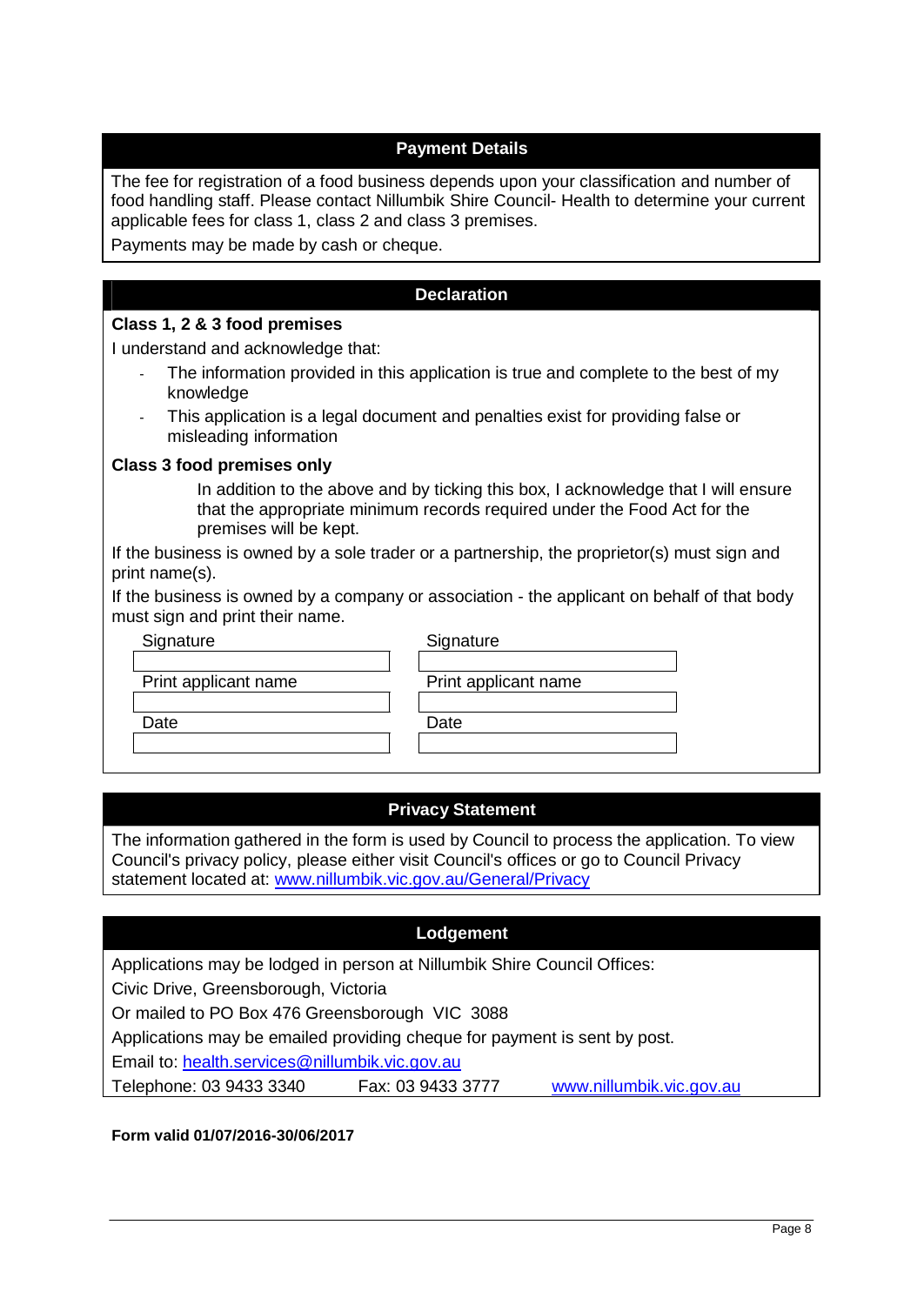## Payment Details

The fee for registration of a food business depends upon your classification and number of food handling staff. Please contact Nillumbik Shire Council- Health to determine your current applicable fees for class 1, class 2 and class 3 premises.

Payments may be made by cash or cheque.

## Declaration

**Class 1, 2 & 3 food premises**

I understand and acknowledge that:

- The information provided in this application is true and complete to the best of my knowledge
- This application is a legal document and penalties exist for providing false or misleading information

**Class 3 food premises only**

In addition to the above and by ticking this box, I acknowledge that I will ensure that the appropriate minimum records required under the Food Act for the premises will be kept.

If the business is owned by a sole trader or a partnership, the proprietor(s) must sign and print name(s).

If the business is owned by a company or association - the applicant on behalf of that body must sign and print their name.

| | |
|---|---|
| Signature | Signature |
| | |
| Print applicant name | Print applicant name |
| | |
| Date | Date |
| | |

## Privacy Statement

The information gathered in the form is used by Council to process the application. To view Council's privacy policy, please either visit Council's offices or go to Council Privacy statement located at: www.nillumbik.vic.gov.au/General/Privacy

## Lodgement

Applications may be lodged in person at Nillumbik Shire Council Offices:

Civic Drive, Greensborough, Victoria

Or mailed to PO Box 476 Greensborough VIC 3088

Applications may be emailed providing cheque for payment is sent by post.

Email to: health.services@nillumbik.vic.gov.au

Telephone: 03 9433 3340 Fax: 03 9433 3777 www.nillumbik.vic.gov.au

**Form valid 01/07/2016-30/06/2017**